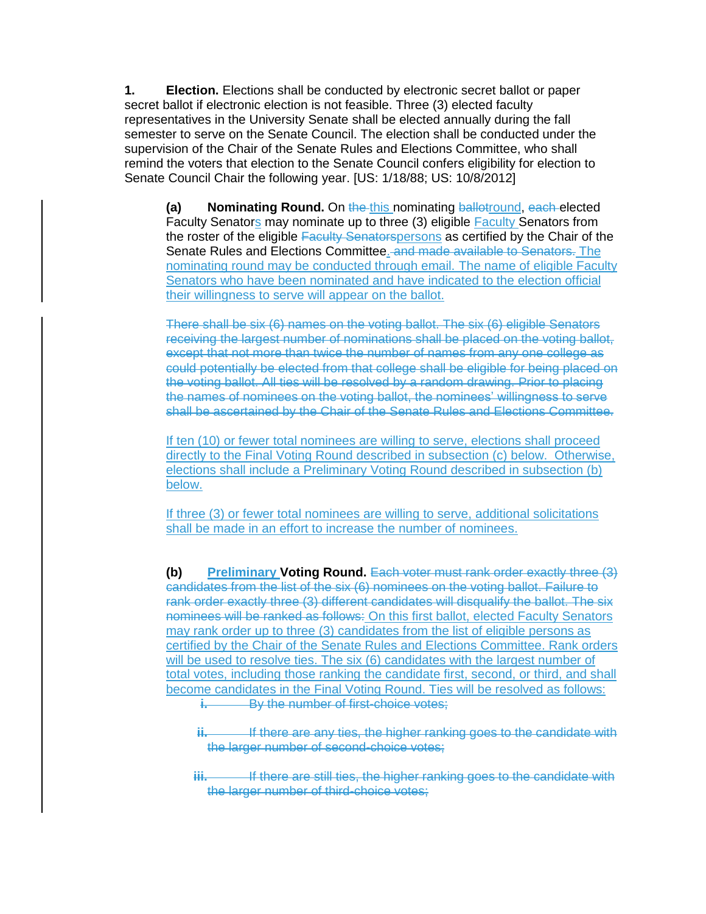**1. Election.** Elections shall be conducted by electronic secret ballot or paper secret ballot if electronic election is not feasible. Three (3) elected faculty representatives in the University Senate shall be elected annually during the fall semester to serve on the Senate Council. The election shall be conducted under the supervision of the Chair of the Senate Rules and Elections Committee, who shall remind the voters that election to the Senate Council confers eligibility for election to Senate Council Chair the following year. [US: 1/18/88; US: 10/8/2012]

**(a) Nominating Round.** On ~~the~~ this nominating ~~ballot~~round, ~~each~~ elected Faculty Senators may nominate up to three (3) eligible Faculty Senators from the roster of the eligible ~~Faculty Senators~~persons as certified by the Chair of the Senate Rules and Elections Committee. ~~and made available to Senators.~~ The nominating round may be conducted through email. The name of eligible Faculty Senators who have been nominated and have indicated to the election official their willingness to serve will appear on the ballot.

~~There shall be six (6) names on the voting ballot. The six (6) eligible Senators receiving the largest number of nominations shall be placed on the voting ballot, except that not more than twice the number of names from any one college as could potentially be elected from that college shall be eligible for being placed on the voting ballot. All ties will be resolved by a random drawing. Prior to placing the names of nominees on the voting ballot, the nominees' willingness to serve shall be ascertained by the Chair of the Senate Rules and Elections Committee.~~

If ten (10) or fewer total nominees are willing to serve, elections shall proceed directly to the Final Voting Round described in subsection (c) below. Otherwise, elections shall include a Preliminary Voting Round described in subsection (b) below.

If three (3) or fewer total nominees are willing to serve, additional solicitations shall be made in an effort to increase the number of nominees.

**(b) Preliminary Voting Round.** ~~Each voter must rank order exactly three (3) candidates from the list of the six (6) nominees on the voting ballot. Failure to rank order exactly three (3) different candidates will disqualify the ballot. The six nominees will be ranked as follows:~~ On this first ballot, elected Faculty Senators may rank order up to three (3) candidates from the list of eligible persons as certified by the Chair of the Senate Rules and Elections Committee. Rank orders will be used to resolve ties. The six (6) candidates with the largest number of total votes, including those ranking the candidate first, second, or third, and shall become candidates in the Final Voting Round. Ties will be resolved as follows:

~~i. By the number of first-choice votes;~~

~~ii. If there are any ties, the higher ranking goes to the candidate with the larger number of second-choice votes;~~

~~iii. If there are still ties, the higher ranking goes to the candidate with the larger number of third-choice votes;~~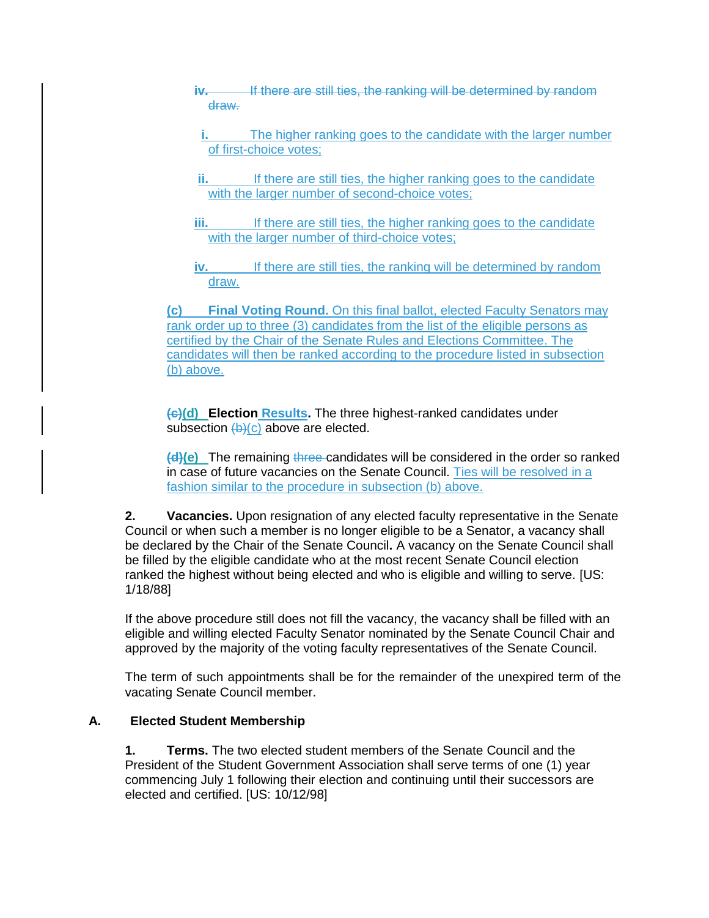~~iv. If there are still ties, the ranking will be determined by random draw.~~

i. The higher ranking goes to the candidate with the larger number of first-choice votes;

ii. If there are still ties, the higher ranking goes to the candidate with the larger number of second-choice votes;

iii. If there are still ties, the higher ranking goes to the candidate with the larger number of third-choice votes;

iv. If there are still ties, the ranking will be determined by random draw.

**(c) Final Voting Round.** On this final ballot, elected Faculty Senators may rank order up to three (3) candidates from the list of the eligible persons as certified by the Chair of the Senate Rules and Elections Committee. The candidates will then be ranked according to the procedure listed in subsection (b) above.

**~~(c)~~(d) Election Results.** The three highest-ranked candidates under subsection ~~(b)~~(c) above are elected.

**~~(d)~~(e)** The remaining ~~three~~ candidates will be considered in the order so ranked in case of future vacancies on the Senate Council. Ties will be resolved in a fashion similar to the procedure in subsection (b) above.

**2. Vacancies.** Upon resignation of any elected faculty representative in the Senate Council or when such a member is no longer eligible to be a Senator, a vacancy shall be declared by the Chair of the Senate Council**.** A vacancy on the Senate Council shall be filled by the eligible candidate who at the most recent Senate Council election ranked the highest without being elected and who is eligible and willing to serve. [US: 1/18/88]

If the above procedure still does not fill the vacancy, the vacancy shall be filled with an eligible and willing elected Faculty Senator nominated by the Senate Council Chair and approved by the majority of the voting faculty representatives of the Senate Council.

The term of such appointments shall be for the remainder of the unexpired term of the vacating Senate Council member.

## A. Elected Student Membership

**1. Terms.** The two elected student members of the Senate Council and the President of the Student Government Association shall serve terms of one (1) year commencing July 1 following their election and continuing until their successors are elected and certified. [US: 10/12/98]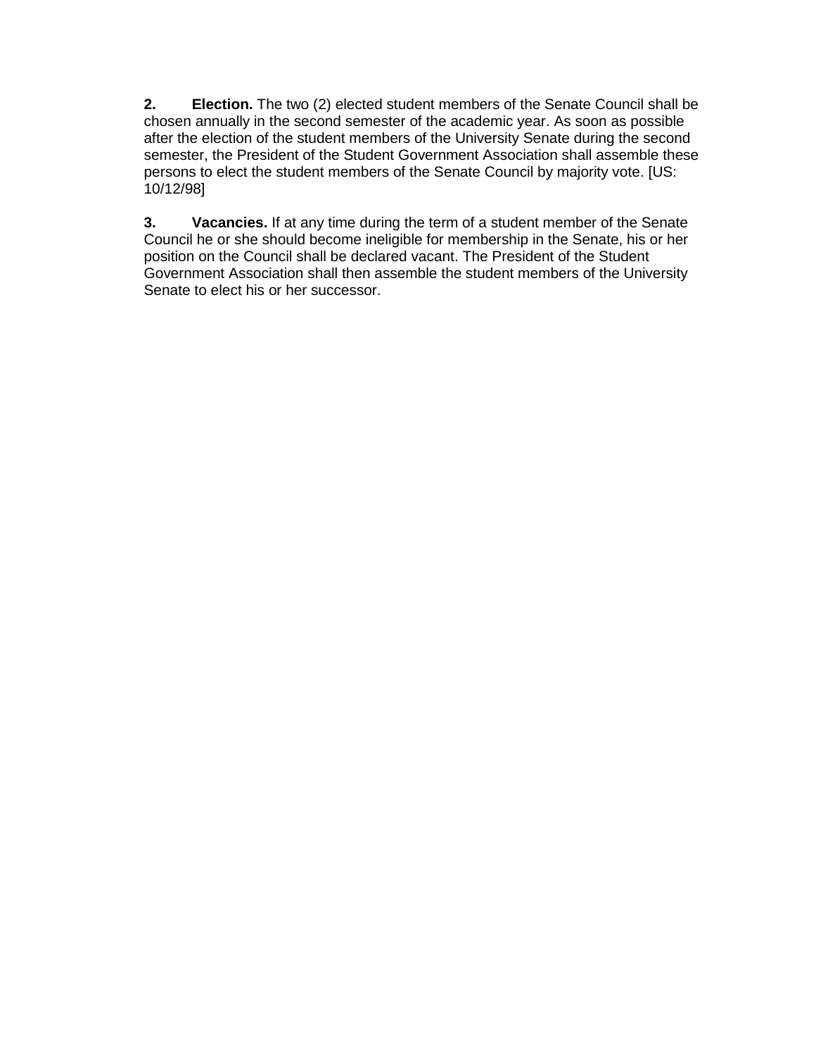**2. Election.** The two (2) elected student members of the Senate Council shall be chosen annually in the second semester of the academic year. As soon as possible after the election of the student members of the University Senate during the second semester, the President of the Student Government Association shall assemble these persons to elect the student members of the Senate Council by majority vote. [US: 10/12/98]

**3. Vacancies.** If at any time during the term of a student member of the Senate Council he or she should become ineligible for membership in the Senate, his or her position on the Council shall be declared vacant. The President of the Student Government Association shall then assemble the student members of the University Senate to elect his or her successor.